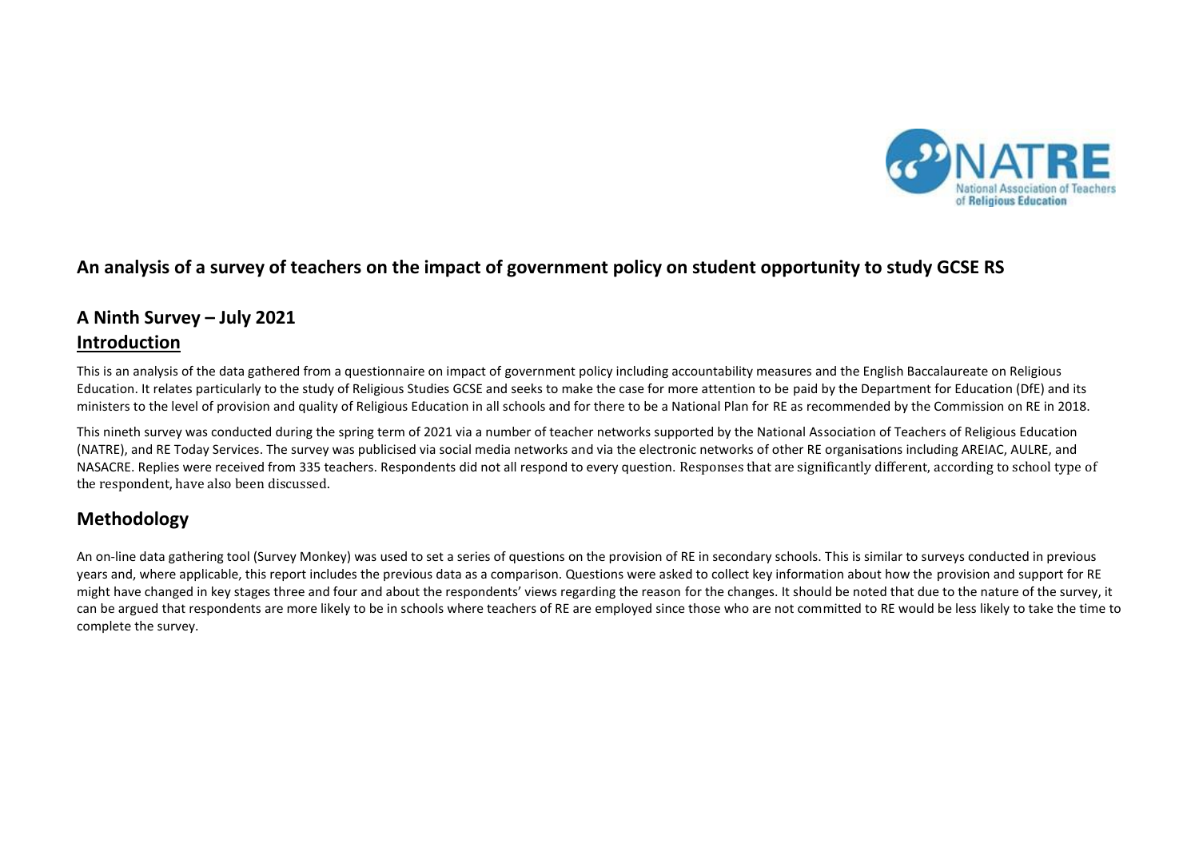# An analysis of a survey of teachers on the impact of government policy on student opportunity to study GCSE RS

## A Ninth Survey – July 2021

## Introduction

This is an analysis of the data gathered from a questionnaire on impact of government policy including accountability measures and the English Baccalaureate on Religious Education. It relates particularly to the study of Religious Studies GCSE and seeks to make the case for more attention to be paid by the Department for Education (DfE) and its ministers to the level of provision and quality of Religious Education in all schools and for there to be a National Plan for RE as recommended by the Commission on RE in 2018.

This nineth survey was conducted during the spring term of 2021 via a number of teacher networks supported by the National Association of Teachers of Religious Education (NATRE), and RE Today Services. The survey was publicised via social media networks and via the electronic networks of other RE organisations including AREIAC, AULRE, and NASACRE. Replies were received from 335 teachers. Respondents did not all respond to every question. Responses that are significantly different, according to school type of the respondent, have also been discussed.

## Methodology

An on-line data gathering tool (Survey Monkey) was used to set a series of questions on the provision of RE in secondary schools. This is similar to surveys conducted in previous years and, where applicable, this report includes the previous data as a comparison. Questions were asked to collect key information about how the provision and support for RE might have changed in key stages three and four and about the respondents' views regarding the reason for the changes. It should be noted that due to the nature of the survey, it can be argued that respondents are more likely to be in schools where teachers of RE are employed since those who are not committed to RE would be less likely to take the time to complete the survey.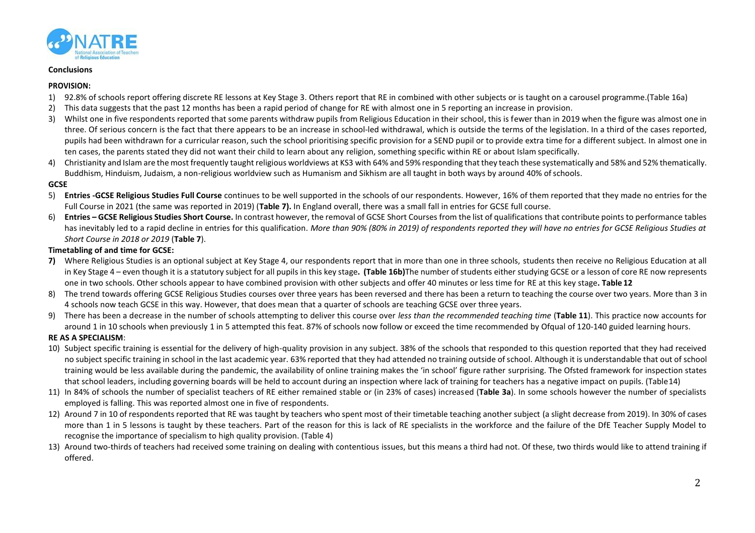**Conclusions**

**PROVISION:**

1) 92.8% of schools report offering discrete RE lessons at Key Stage 3. Others report that RE in combined with other subjects or is taught on a carousel programme.(Table 16a)
2) This data suggests that the past 12 months has been a rapid period of change for RE with almost one in 5 reporting an increase in provision.
3) Whilst one in five respondents reported that some parents withdraw pupils from Religious Education in their school, this is fewer than in 2019 when the figure was almost one in three. Of serious concern is the fact that there appears to be an increase in school-led withdrawal, which is outside the terms of the legislation. In a third of the cases reported, pupils had been withdrawn for a curricular reason, such the school prioritising specific provision for a SEND pupil or to provide extra time for a different subject. In almost one in ten cases, the parents stated they did not want their child to learn about any religion, something specific within RE or about Islam specifically.
4) Christianity and Islam are the most frequently taught religious worldviews at KS3 with 64% and 59% responding that they teach these systematically and 58% and 52% thematically. Buddhism, Hinduism, Judaism, a non-religious worldview such as Humanism and Sikhism are all taught in both ways by around 40% of schools.

**GCSE**

5) **Entries -GCSE Religious Studies Full Course** continues to be well supported in the schools of our respondents. However, 16% of them reported that they made no entries for the Full Course in 2021 (the same was reported in 2019) (**Table 7).** In England overall, there was a small fall in entries for GCSE full course.
6) **Entries – GCSE Religious Studies Short Course.** In contrast however, the removal of GCSE Short Courses from the list of qualifications that contribute points to performance tables has inevitably led to a rapid decline in entries for this qualification. *More than 90% (80% in 2019) of respondents reported they will have no entries for GCSE Religious Studies at Short Course in 2018 or 2019* (**Table 7**).

**Timetabling of and time for GCSE:**

7) Where Religious Studies is an optional subject at Key Stage 4, our respondents report that in more than one in three schools, students then receive no Religious Education at all in Key Stage 4 – even though it is a statutory subject for all pupils in this key stage**. (Table 16b)**The number of students either studying GCSE or a lesson of core RE now represents one in two schools. Other schools appear to have combined provision with other subjects and offer 40 minutes or less time for RE at this key stage**. Table 12**
8) The trend towards offering GCSE Religious Studies courses over three years has been reversed and there has been a return to teaching the course over two years. More than 3 in 4 schools now teach GCSE in this way. However, that does mean that a quarter of schools are teaching GCSE over three years.
9) There has been a decrease in the number of schools attempting to deliver this course over *less than the recommended teaching time* (**Table 11**). This practice now accounts for around 1 in 10 schools when previously 1 in 5 attempted this feat. 87% of schools now follow or exceed the time recommended by Ofqual of 120-140 guided learning hours.

**RE AS A SPECIALISM**:

10) Subject specific training is essential for the delivery of high-quality provision in any subject. 38% of the schools that responded to this question reported that they had received no subject specific training in school in the last academic year. 63% reported that they had attended no training outside of school. Although it is understandable that out of school training would be less available during the pandemic, the availability of online training makes the 'in school' figure rather surprising. The Ofsted framework for inspection states that school leaders, including governing boards will be held to account during an inspection where lack of training for teachers has a negative impact on pupils. (Table14)
11) In 84% of schools the number of specialist teachers of RE either remained stable or (in 23% of cases) increased (**Table 3a**). In some schools however the number of specialists employed is falling. This was reported almost one in five of respondents.
12) Around 7 in 10 of respondents reported that RE was taught by teachers who spent most of their timetable teaching another subject (a slight decrease from 2019). In 30% of cases more than 1 in 5 lessons is taught by these teachers. Part of the reason for this is lack of RE specialists in the workforce and the failure of the DfE Teacher Supply Model to recognise the importance of specialism to high quality provision. (Table 4)
13) Around two-thirds of teachers had received some training on dealing with contentious issues, but this means a third had not. Of these, two thirds would like to attend training if offered.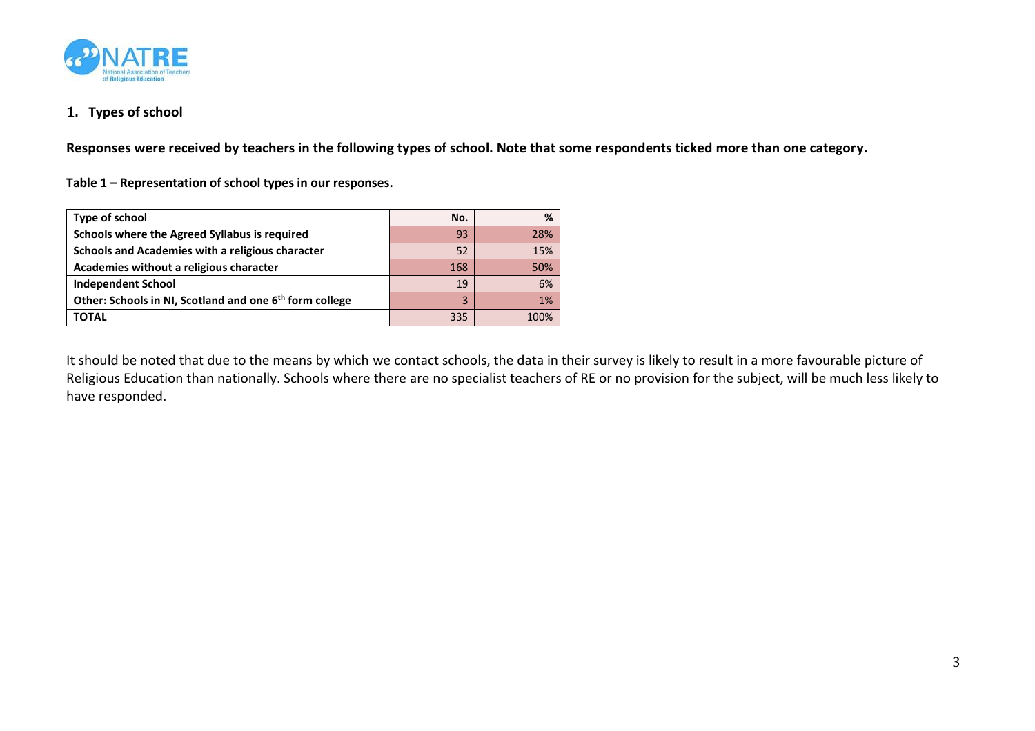## 1. Types of school

**Responses were received by teachers in the following types of school. Note that some respondents ticked more than one category.**

**Table 1 – Representation of school types in our responses.**

| Type of school | No. | % |
|---|---|---|
| Schools where the Agreed Syllabus is required | 93 | 28% |
| Schools and Academies with a religious character | 52 | 15% |
| Academies without a religious character | 168 | 50% |
| Independent School | 19 | 6% |
| Other: Schools in NI, Scotland and one 6th form college | 3 | 1% |
| TOTAL | 335 | 100% |

It should be noted that due to the means by which we contact schools, the data in their survey is likely to result in a more favourable picture of Religious Education than nationally. Schools where there are no specialist teachers of RE or no provision for the subject, will be much less likely to have responded.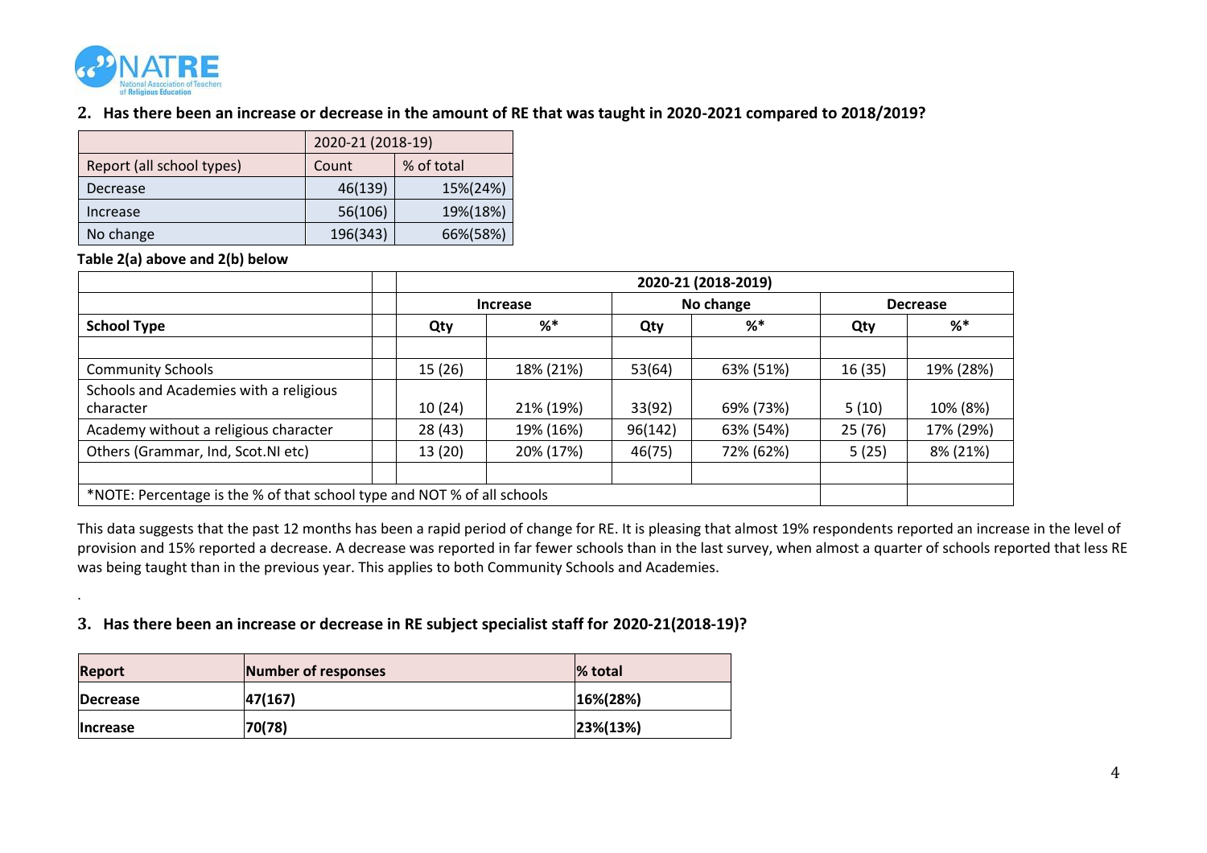## 2. Has there been an increase or decrease in the amount of RE that was taught in 2020-2021 compared to 2018/2019?

| | 2020-21 (2018-19) | |
|---|---|---|
| Report (all school types) | Count | % of total |
| Decrease | 46(139) | 15%(24%) |
| Increase | 56(106) | 19%(18%) |
| No change | 196(343) | 66%(58%) |

**Table 2(a) above and 2(b) below**

| | | 2020-21 (2018-2019) | | | | | |
|---|---|---|---|---|---|---|---|
| | | Increase | | No change | | Decrease | |
| **School Type** | | **Qty** | **%*** | **Qty** | **%*** | **Qty** | **%*** |
| | | | | | | | |
| Community Schools | | 15 (26) | 18% (21%) | 53(64) | 63% (51%) | 16 (35) | 19% (28%) |
| Schools and Academies with a religious character | | 10 (24) | 21% (19%) | 33(92) | 69% (73%) | 5 (10) | 10% (8%) |
| Academy without a religious character | | 28 (43) | 19% (16%) | 96(142) | 63% (54%) | 25 (76) | 17% (29%) |
| Others (Grammar, Ind, Scot.NI etc) | | 13 (20) | 20% (17%) | 46(75) | 72% (62%) | 5 (25) | 8% (21%) |
| | | | | | | | |
| *NOTE: Percentage is the % of that school type and NOT % of all schools | | | | | | | |

This data suggests that the past 12 months has been a rapid period of change for RE. It is pleasing that almost 19% respondents reported an increase in the level of provision and 15% reported a decrease. A decrease was reported in far fewer schools than in the last survey, when almost a quarter of schools reported that less RE was being taught than in the previous year. This applies to both Community Schools and Academies.

.

## 3. Has there been an increase or decrease in RE subject specialist staff for 2020-21(2018-19)?

| **Report** | **Number of responses** | **% total** |
|---|---|---|
| **Decrease** | **47(167)** | **16%(28%)** |
| **Increase** | **70(78)** | **23%(13%)** |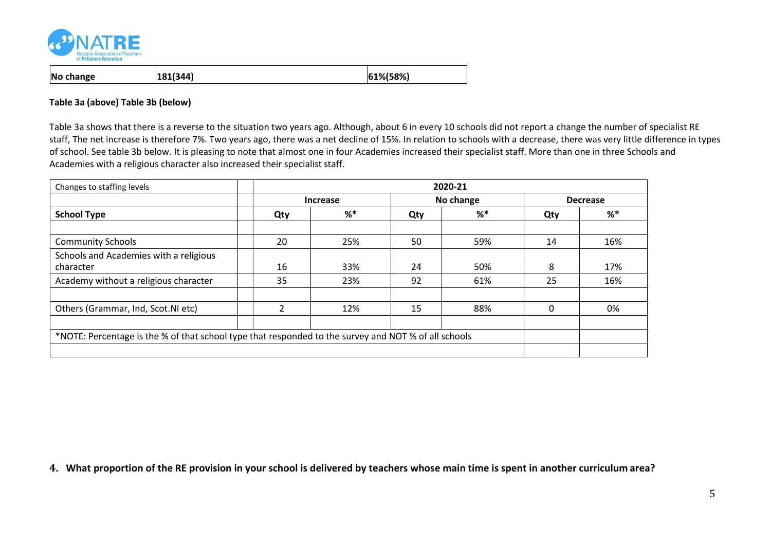| No change | 181(344) | 61%(58%) |
|---|---|---|

**Table 3a (above) Table 3b (below)**

Table 3a shows that there is a reverse to the situation two years ago. Although, about 6 in every 10 schools did not report a change the number of specialist RE staff, The net increase is therefore 7%. Two years ago, there was a net decline of 15%. In relation to schools with a decrease, there was very little difference in types of school. See table 3b below. It is pleasing to note that almost one in four Academies increased their specialist staff. More than one in three Schools and Academies with a religious character also increased their specialist staff.

| Changes to staffing levels | | **2020-21** | | | | | |
|---|---|---|---|---|---|---|---|
| | | **Increase** | | **No change** | | **Decrease** | |
| **School Type** | | **Qty** | **%*** | **Qty** | **%*** | **Qty** | **%*** |
| | | | | | | | |
| Community Schools | | 20 | 25% | 50 | 59% | 14 | 16% |
| Schools and Academies with a religious character | | 16 | 33% | 24 | 50% | 8 | 17% |
| Academy without a religious character | | 35 | 23% | 92 | 61% | 25 | 16% |
| | | | | | | | |
| Others (Grammar, Ind, Scot.NI etc) | | 2 | 12% | 15 | 88% | 0 | 0% |
| | | | | | | | |
| *NOTE: Percentage is the % of that school type that responded to the survey and NOT % of all schools | | | | | | | |

**4. What proportion of the RE provision in your school is delivered by teachers whose main time is spent in another curriculum area?**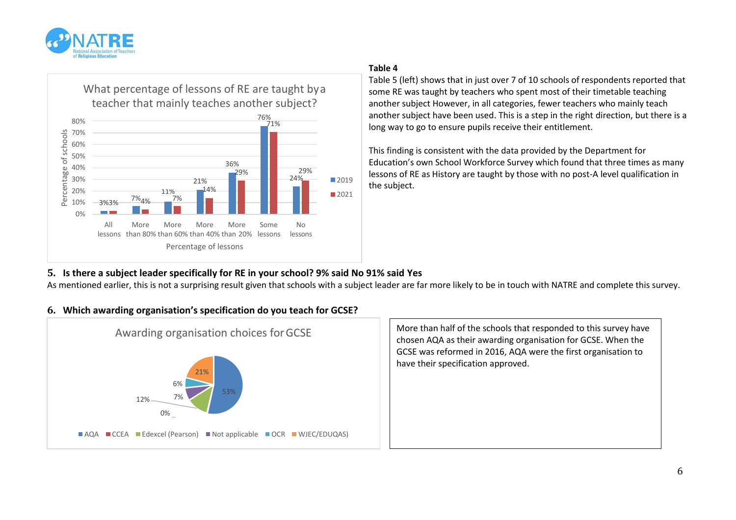### Table 4

Table 5 (left) shows that in just over 7 of 10 schools of respondents reported that some RE was taught by teachers who spent most of their timetable teaching another subject However, in all categories, fewer teachers who mainly teach another subject have been used. This is a step in the right direction, but there is a long way to go to ensure pupils receive their entitlement.

This finding is consistent with the data provided by the Department for Education's own School Workforce Survey which found that three times as many lessons of RE as History are taught by those with no post-A level qualification in the subject.

**What percentage of lessons of RE are taught by a teacher that mainly teaches another subject?**

| Percentage of lessons | 2019 | 2021 |
|---|---|---|
| All lessons | 3% | 3% |
| More than 80% | 7% | 4% |
| More than 60% | 11% | 7% |
| More than 40% | 21% | 14% |
| More than 20% | 36% | 29% |
| Some lessons | 76% | 71% |
| No lessons | 24% | 29% |

## 5. Is there a subject leader specifically for RE in your school? 9% said No 91% said Yes

As mentioned earlier, this is not a surprising result given that schools with a subject leader are far more likely to be in touch with NATRE and complete this survey.

## 6. Which awarding organisation's specification do you teach for GCSE?

**Awarding organisation choices for GCSE**

| Awarding organisation | Percentage |
|---|---|
| AQA | 53% |
| CCEA | 0% |
| Edexcel (Pearson) | 12% |
| Not applicable | 7% |
| OCR | 6% |
| WJEC/EDUQAS) | 21% |

More than half of the schools that responded to this survey have chosen AQA as their awarding organisation for GCSE. When the GCSE was reformed in 2016, AQA were the first organisation to have their specification approved.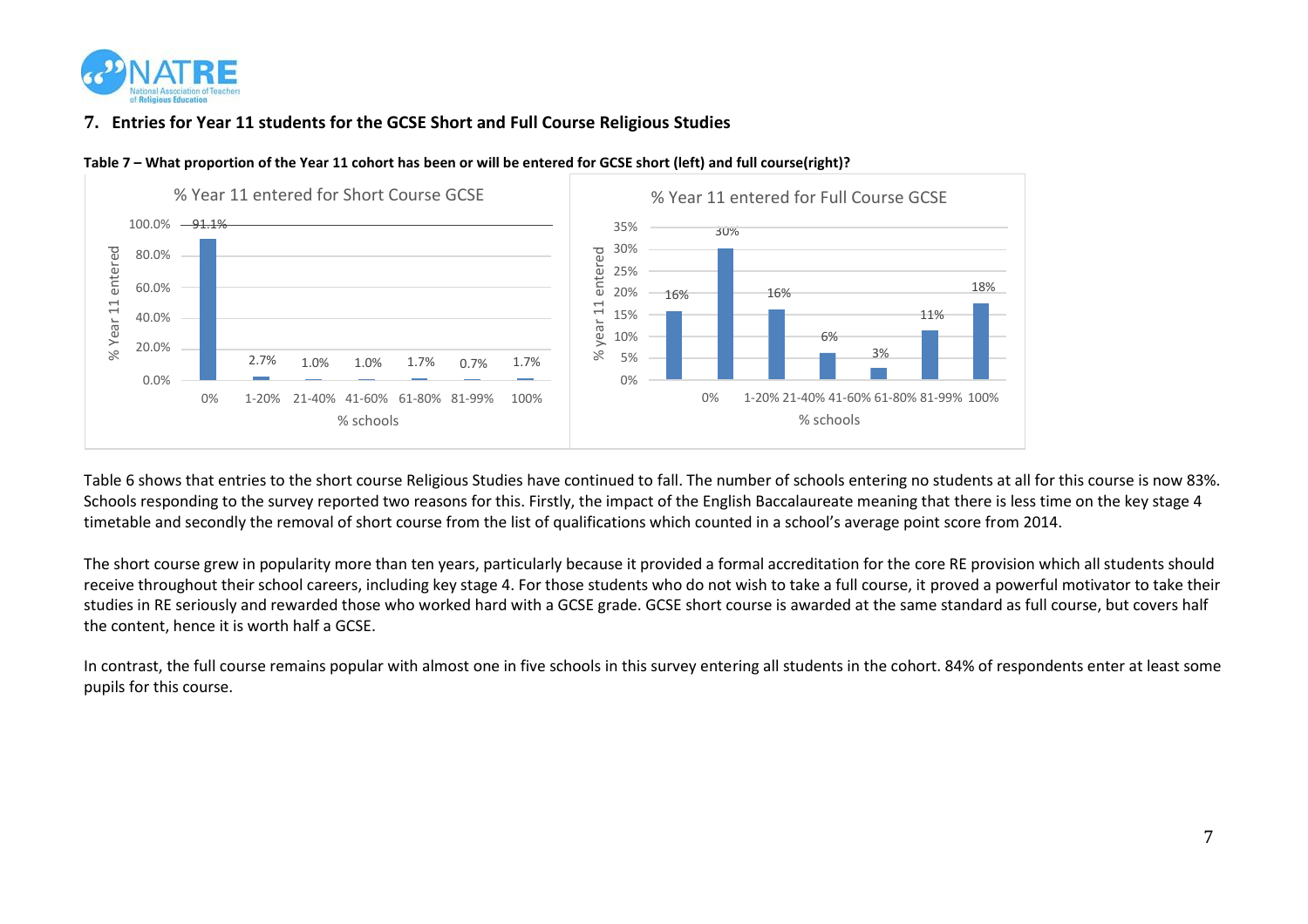## 7. Entries for Year 11 students for the GCSE Short and Full Course Religious Studies

**Table 7 – What proportion of the Year 11 cohort has been or will be entered for GCSE short (left) and full course(right)?**

% Year 11 entered for Short Course GCSE

| % schools | % Year 11 entered |
|---|---|
| 0% | 91.1% |
| 1-20% | 2.7% |
| 21-40% | 1.0% |
| 41-60% | 1.0% |
| 61-80% | 1.7% |
| 81-99% | 0.7% |
| 100% | 1.7% |

% Year 11 entered for Full Course GCSE

| % schools | % year 11 entered |
|---|---|
| 0% | 16% |
| 1-20% | 30% |
| 21-40% | 16% |
| 41-60% | 6% |
| 61-80% | 3% |
| 81-99% | 11% |
| 100% | 18% |

Table 6 shows that entries to the short course Religious Studies have continued to fall. The number of schools entering no students at all for this course is now 83%. Schools responding to the survey reported two reasons for this. Firstly, the impact of the English Baccalaureate meaning that there is less time on the key stage 4 timetable and secondly the removal of short course from the list of qualifications which counted in a school's average point score from 2014.

The short course grew in popularity more than ten years, particularly because it provided a formal accreditation for the core RE provision which all students should receive throughout their school careers, including key stage 4. For those students who do not wish to take a full course, it proved a powerful motivator to take their studies in RE seriously and rewarded those who worked hard with a GCSE grade. GCSE short course is awarded at the same standard as full course, but covers half the content, hence it is worth half a GCSE.

In contrast, the full course remains popular with almost one in five schools in this survey entering all students in the cohort. 84% of respondents enter at least some pupils for this course.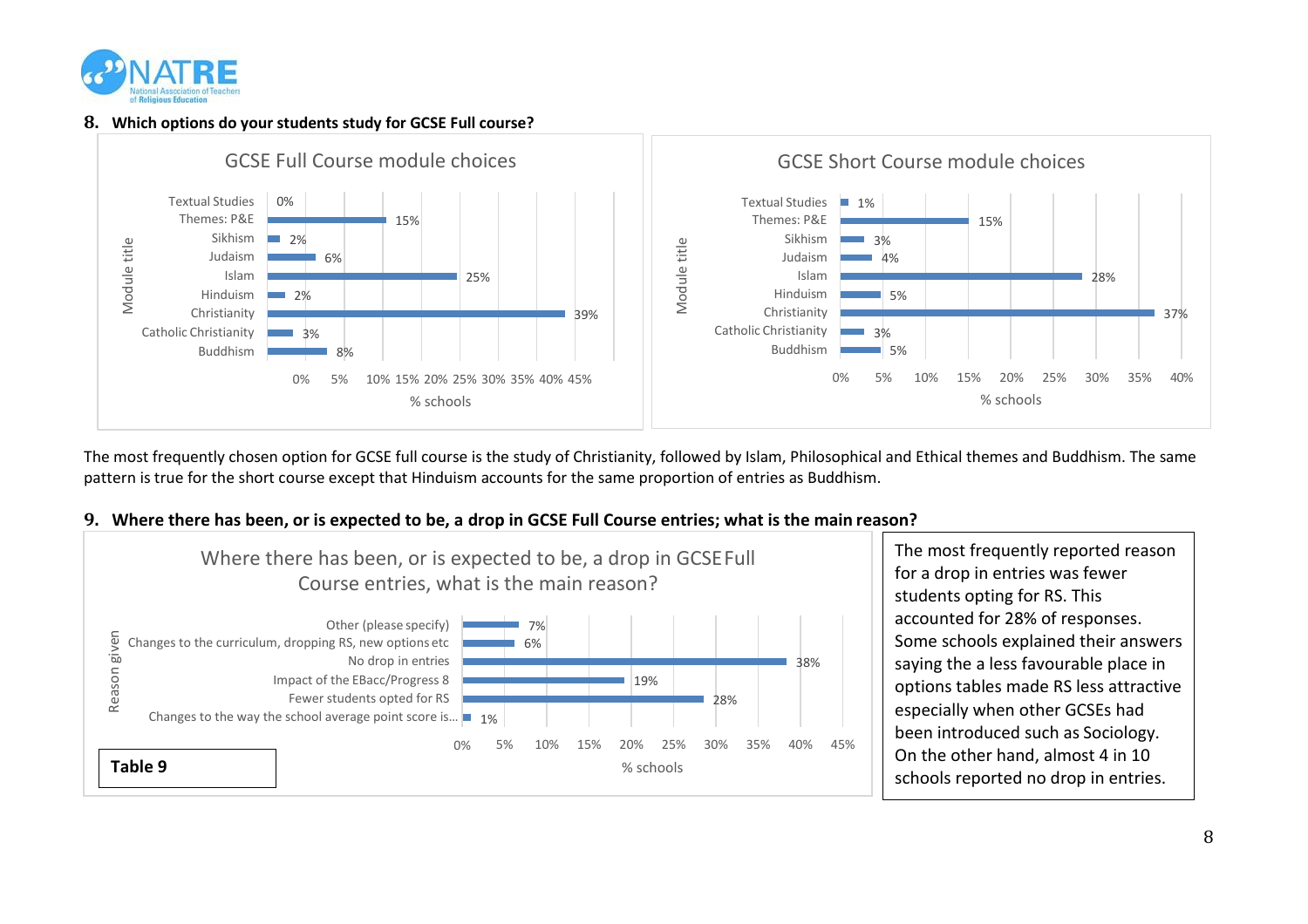## 8. Which options do your students study for GCSE Full course?

**GCSE Full Course module choices**

| Module title | % schools |
|---|---|
| Textual Studies | 0% |
| Themes: P&E | 15% |
| Sikhism | 2% |
| Judaism | 6% |
| Islam | 25% |
| Hinduism | 2% |
| Christianity | 39% |
| Catholic Christianity | 3% |
| Buddhism | 8% |

**GCSE Short Course module choices**

| Module title | % schools |
|---|---|
| Textual Studies | 1% |
| Themes: P&E | 15% |
| Sikhism | 3% |
| Judaism | 4% |
| Islam | 28% |
| Hinduism | 5% |
| Christianity | 37% |
| Catholic Christianity | 3% |
| Buddhism | 5% |

The most frequently chosen option for GCSE full course is the study of Christianity, followed by Islam, Philosophical and Ethical themes and Buddhism. The same pattern is true for the short course except that Hinduism accounts for the same proportion of entries as Buddhism.

## 9. Where there has been, or is expected to be, a drop in GCSE Full Course entries; what is the main reason?

**Where there has been, or is expected to be, a drop in GCSE Full Course entries, what is the main reason?**

| Reason given | % schools |
|---|---|
| Other (please specify) | 7% |
| Changes to the curriculum, dropping RS, new options etc | 6% |
| No drop in entries | 38% |
| Impact of the EBacc/Progress 8 | 19% |
| Fewer students opted for RS | 28% |
| Changes to the way the school average point score is... | 1% |

**Table 9**

The most frequently reported reason for a drop in entries was fewer students opting for RS. This accounted for 28% of responses. Some schools explained their answers saying the a less favourable place in options tables made RS less attractive especially when other GCSEs had been introduced such as Sociology. On the other hand, almost 4 in 10 schools reported no drop in entries.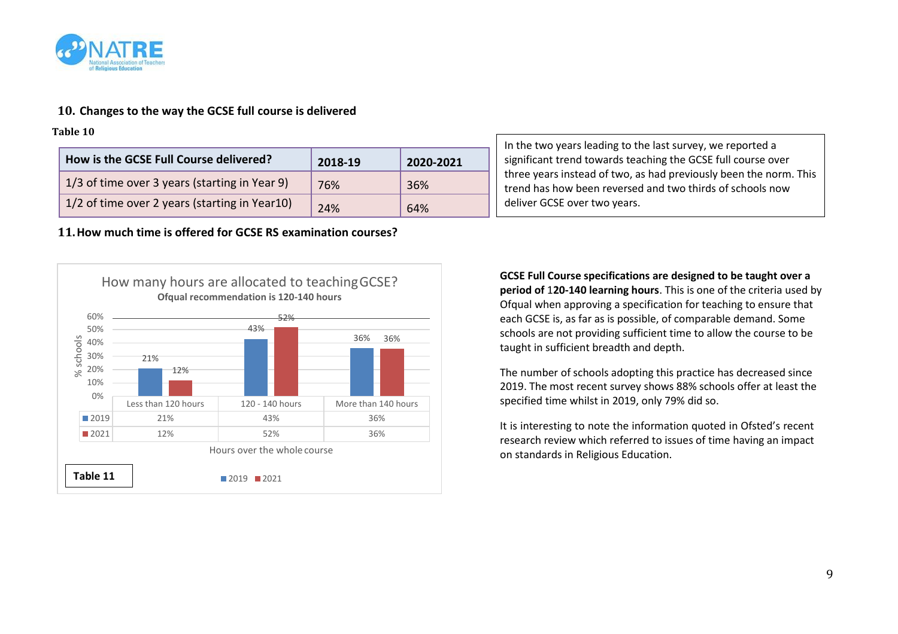## 10. Changes to the way the GCSE full course is delivered

**Table 10**

| How is the GCSE Full Course delivered? | 2018-19 | 2020-2021 |
|---|---|---|
| 1/3 of time over 3 years (starting in Year 9) | 76% | 36% |
| 1/2 of time over 2 years (starting in Year10) | 24% | 64% |

In the two years leading to the last survey, we reported a significant trend towards teaching the GCSE full course over three years instead of two, as had previously been the norm. This trend has how been reversed and two thirds of schools now deliver GCSE over two years.

## 11. How much time is offered for GCSE RS examination courses?

How many hours are allocated to teaching GCSE?

**Ofqual recommendation is 120-140 hours**

| Hours over the whole course | Less than 120 hours | 120 - 140 hours | More than 140 hours |
|---|---|---|---|
| 2019 | 21% | 43% | 36% |
| 2021 | 12% | 52% | 36% |

**Table 11**

**GCSE Full Course specifications are designed to be taught over a period of 120-140 learning hours**. This is one of the criteria used by Ofqual when approving a specification for teaching to ensure that each GCSE is, as far as is possible, of comparable demand. Some schools are not providing sufficient time to allow the course to be taught in sufficient breadth and depth.

The number of schools adopting this practice has decreased since 2019. The most recent survey shows 88% schools offer at least the specified time whilst in 2019, only 79% did so.

It is interesting to note the information quoted in Ofsted's recent research review which referred to issues of time having an impact on standards in Religious Education.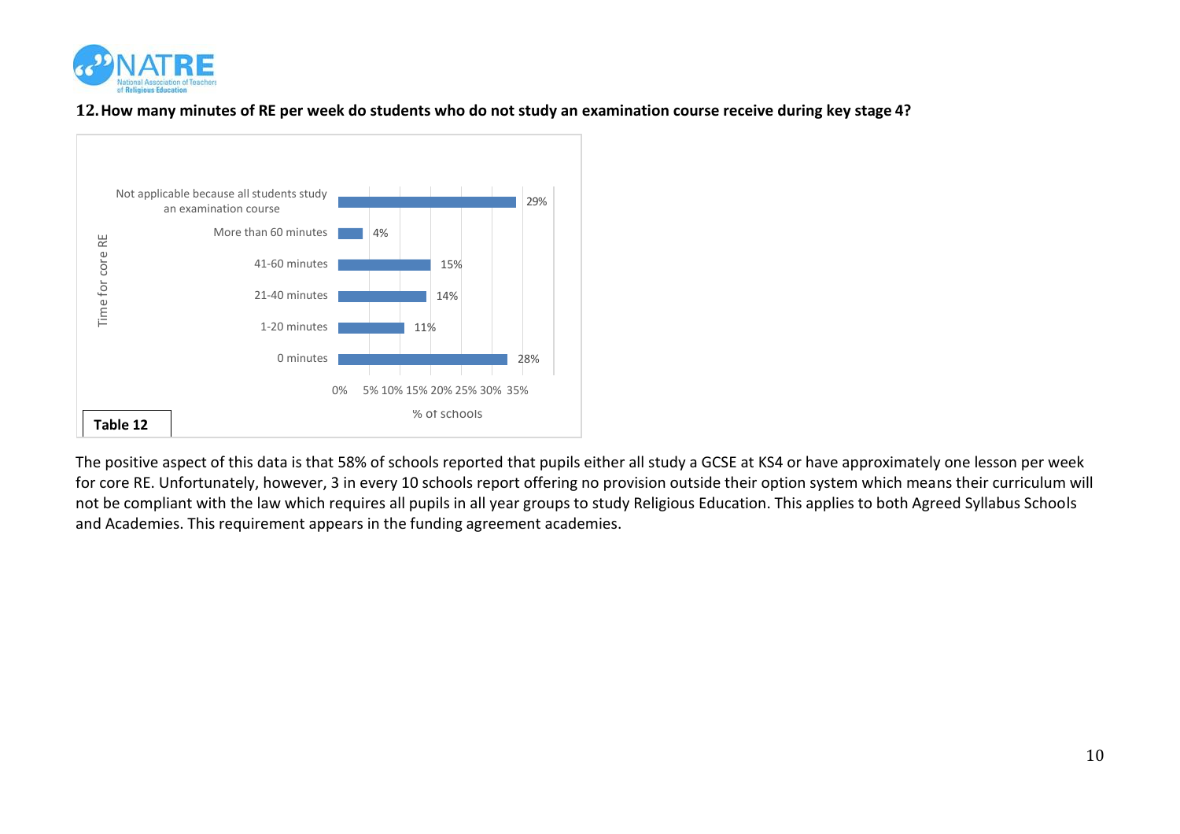**12. How many minutes of RE per week do students who do not study an examination course receive during key stage 4?**

| Time for core RE | % of schools |
|---|---|
| Not applicable because all students study an examination course | 29% |
| More than 60 minutes | 4% |
| 41-60 minutes | 15% |
| 21-40 minutes | 14% |
| 1-20 minutes | 11% |
| 0 minutes | 28% |

**Table 12**

The positive aspect of this data is that 58% of schools reported that pupils either all study a GCSE at KS4 or have approximately one lesson per week for core RE. Unfortunately, however, 3 in every 10 schools report offering no provision outside their option system which means their curriculum will not be compliant with the law which requires all pupils in all year groups to study Religious Education. This applies to both Agreed Syllabus Schools and Academies. This requirement appears in the funding agreement academies.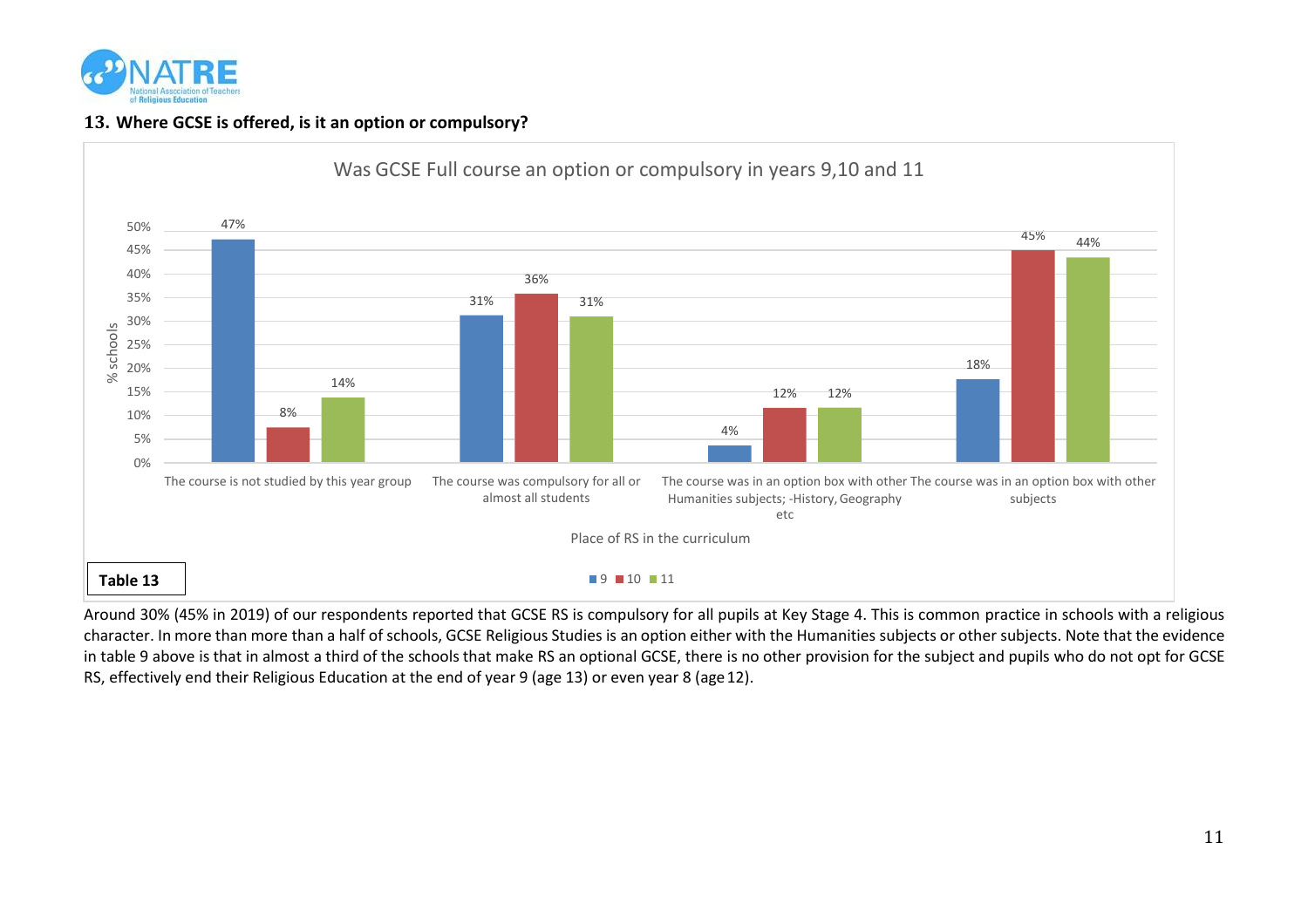## 13. Where GCSE is offered, is it an option or compulsory?

**Was GCSE Full course an option or compulsory in years 9,10 and 11**

| Place of RS in the curriculum | 9 | 10 | 11 |
|---|---|---|---|
| The course is not studied by this year group | 47% | 8% | 14% |
| The course was compulsory for all or almost all students | 31% | 36% | 31% |
| The course was in an option box with other Humanities subjects; -History, Geography etc | 4% | 12% | 12% |
| The course was in an option box with other subjects | 18% | 45% | 44% |

**Table 13**

Around 30% (45% in 2019) of our respondents reported that GCSE RS is compulsory for all pupils at Key Stage 4. This is common practice in schools with a religious character. In more than more than a half of schools, GCSE Religious Studies is an option either with the Humanities subjects or other subjects. Note that the evidence in table 9 above is that in almost a third of the schools that make RS an optional GCSE, there is no other provision for the subject and pupils who do not opt for GCSE RS, effectively end their Religious Education at the end of year 9 (age 13) or even year 8 (age 12).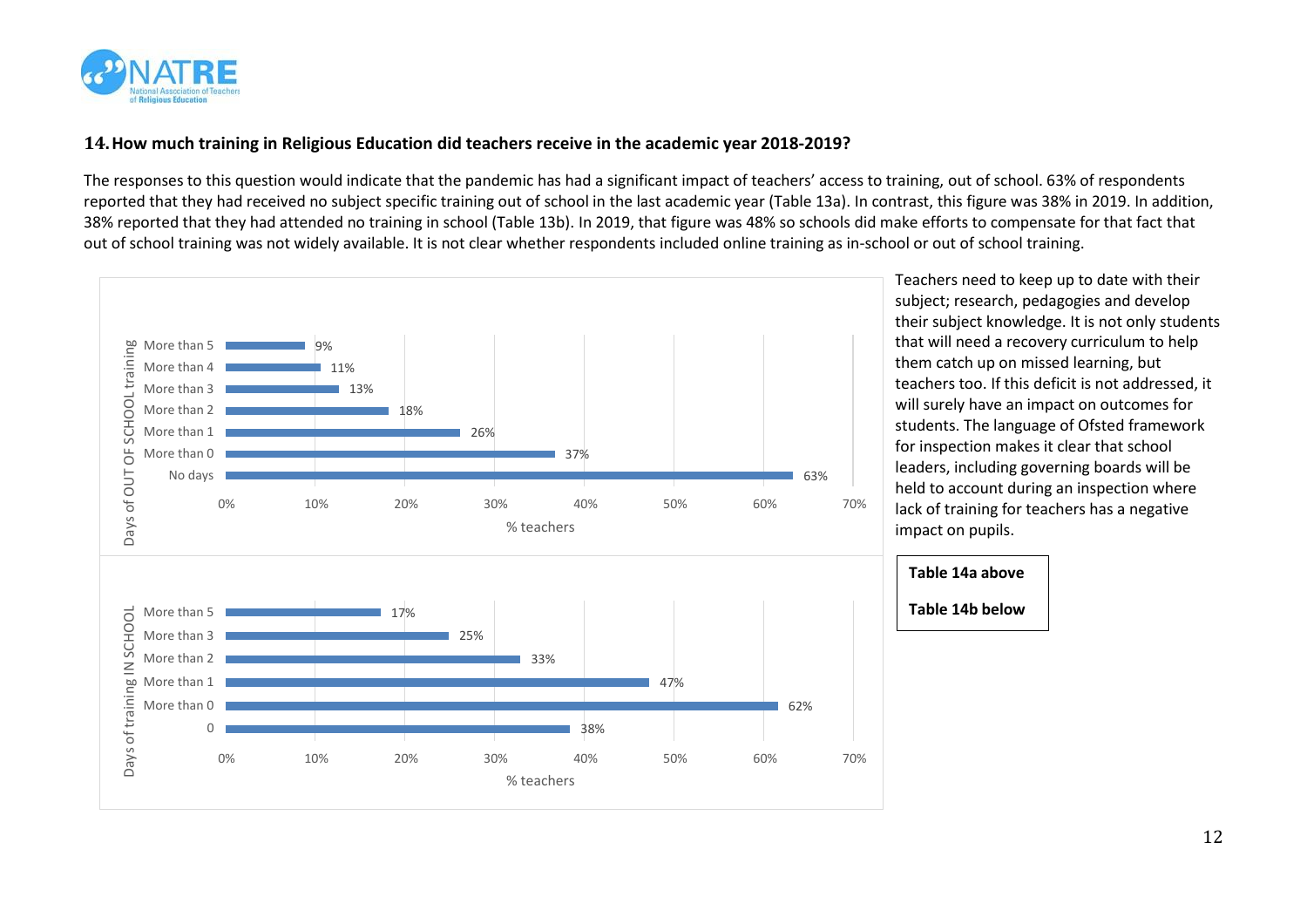## 14. How much training in Religious Education did teachers receive in the academic year 2018-2019?

The responses to this question would indicate that the pandemic has had a significant impact of teachers' access to training, out of school. 63% of respondents reported that they had received no subject specific training out of school in the last academic year (Table 13a). In contrast, this figure was 38% in 2019. In addition, 38% reported that they had attended no training in school (Table 13b). In 2019, that figure was 48% so schools did make efforts to compensate for that fact that out of school training was not widely available. It is not clear whether respondents included online training as in-school or out of school training.

| Days of OUT OF SCHOOL training | % teachers |
|---|---|
| More than 5 | 9% |
| More than 4 | 11% |
| More than 3 | 13% |
| More than 2 | 18% |
| More than 1 | 26% |
| More than 0 | 37% |
| No days | 63% |

| Days of training IN SCHOOL | % teachers |
|---|---|
| More than 5 | 17% |
| More than 3 | 25% |
| More than 2 | 33% |
| More than 1 | 47% |
| More than 0 | 62% |
| 0 | 38% |

Teachers need to keep up to date with their subject; research, pedagogies and develop their subject knowledge. It is not only students that will need a recovery curriculum to help them catch up on missed learning, but teachers too. If this deficit is not addressed, it will surely have an impact on outcomes for students. The language of Ofsted framework for inspection makes it clear that school leaders, including governing boards will be held to account during an inspection where lack of training for teachers has a negative impact on pupils.

**Table 14a above**

**Table 14b below**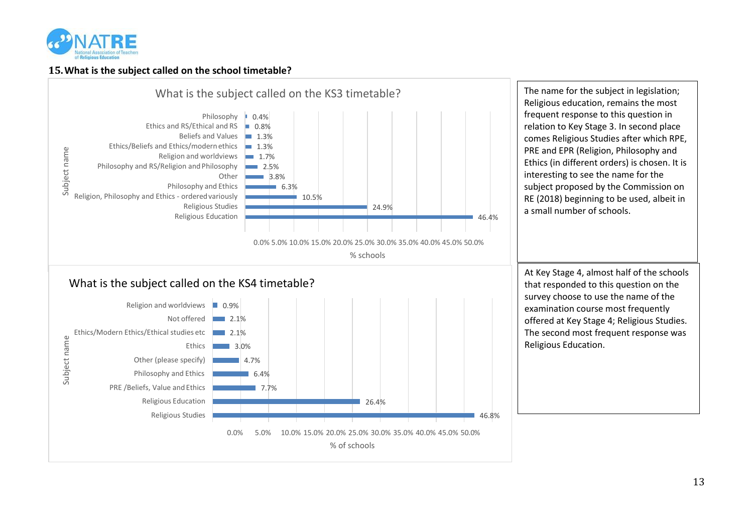## 15. What is the subject called on the school timetable?

**What is the subject called on the KS3 timetable?**

| Subject name | % schools |
|---|---|
| Philosophy | 0.4% |
| Ethics and RS/Ethical and RS | 0.8% |
| Beliefs and Values | 1.3% |
| Ethics/Beliefs and Ethics/modern ethics | 1.3% |
| Religion and worldviews | 1.7% |
| Philosophy and RS/Religion and Philosophy | 2.5% |
| Other | 3.8% |
| Philosophy and Ethics | 6.3% |
| Religion, Philosophy and Ethics - ordered variously | 10.5% |
| Religious Studies | 24.9% |
| Religious Education | 46.4% |

The name for the subject in legislation; Religious education, remains the most frequent response to this question in relation to Key Stage 3. In second place comes Religious Studies after which RPE, PRE and EPR (Religion, Philosophy and Ethics (in different orders) is chosen. It is interesting to see the name for the subject proposed by the Commission on RE (2018) beginning to be used, albeit in a small number of schools.

**What is the subject called on the KS4 timetable?**

| Subject name | % of schools |
|---|---|
| Religion and worldviews | 0.9% |
| Not offered | 2.1% |
| Ethics/Modern Ethics/Ethical studies etc | 2.1% |
| Ethics | 3.0% |
| Other (please specify) | 4.7% |
| Philosophy and Ethics | 6.4% |
| PRE /Beliefs, Value and Ethics | 7.7% |
| Religious Education | 26.4% |
| Religious Studies | 46.8% |

At Key Stage 4, almost half of the schools that responded to this question on the survey choose to use the name of the examination course most frequently offered at Key Stage 4; Religious Studies. The second most frequent response was Religious Education.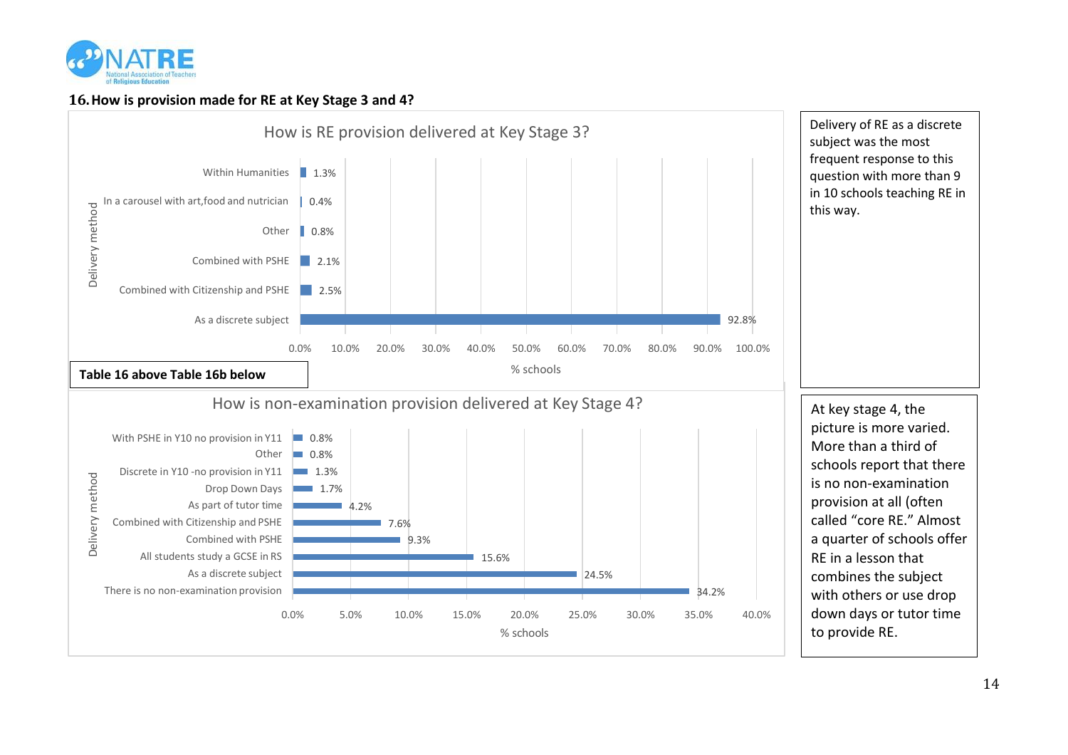## 16. How is provision made for RE at Key Stage 3 and 4?

**How is RE provision delivered at Key Stage 3?**

| Delivery method | % schools |
|---|---|
| Within Humanities | 1.3% |
| In a carousel with art,food and nutrician | 0.4% |
| Other | 0.8% |
| Combined with PSHE | 2.1% |
| Combined with Citizenship and PSHE | 2.5% |
| As a discrete subject | 92.8% |

Delivery of RE as a discrete subject was the most frequent response to this question with more than 9 in 10 schools teaching RE in this way.

**Table 16 above Table 16b below**

**How is non-examination provision delivered at Key Stage 4?**

| Delivery method | % schools |
|---|---|
| With PSHE in Y10 no provision in Y11 | 0.8% |
| Other | 0.8% |
| Discrete in Y10 -no provision in Y11 | 1.3% |
| Drop Down Days | 1.7% |
| As part of tutor time | 4.2% |
| Combined with Citizenship and PSHE | 7.6% |
| Combined with PSHE | 9.3% |
| All students study a GCSE in RS | 15.6% |
| As a discrete subject | 24.5% |
| There is no non-examination provision | 34.2% |

At key stage 4, the picture is more varied. More than a third of schools report that there is no non-examination provision at all (often called "core RE." Almost a quarter of schools offer RE in a lesson that combines the subject with others or use drop down days or tutor time to provide RE.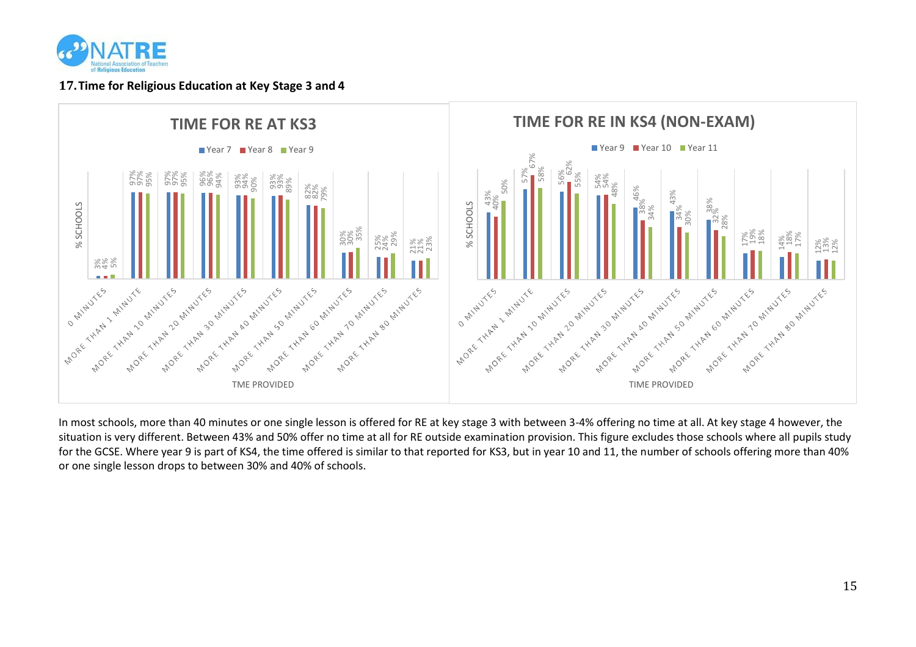## 17. Time for Religious Education at Key Stage 3 and 4

**TIME FOR RE AT KS3**

% SCHOOLS

| TIME PROVIDED | Year 7 | Year 8 | Year 9 |
|---|---|---|---|
| 0 MINUTES | 3% | 4% | 5% |
| MORE THAN 1 MINUTE | 97% | 97% | 95% |
| MORE THAN 10 MINUTES | 97% | 97% | 95% |
| MORE THAN 20 MINUTES | 96% | 96% | 94% |
| MORE THAN 30 MINUTES | 93% | 94% | 90% |
| MORE THAN 40 MINUTES | 93% | 93% | 89% |
| MORE THAN 50 MINUTES | 82% | 82% | 79% |
| MORE THAN 60 MINUTES | 30% | 30% | 35% |
| MORE THAN 70 MINUTES | 25% | 24% | 29% |
| MORE THAN 80 MINUTES | 21% | 21% | 23% |

**TIME FOR RE IN KS4 (NON-EXAM)**

% SCHOOLS

| TIME PROVIDED | Year 9 | Year 10 | Year 11 |
|---|---|---|---|
| 0 MINUTES | 43% | 40% | 50% |
| MORE THAN 1 MINUTE | 57% | 67% | 58% |
| MORE THAN 10 MINUTES | 56% | 62% | 55% |
| MORE THAN 20 MINUTES | 54% | 54% | 48% |
| MORE THAN 30 MINUTES | 46% | 38% | 34% |
| MORE THAN 40 MINUTES | 43% | 34% | 30% |
| MORE THAN 50 MINUTES | 38% | 32% | 28% |
| MORE THAN 60 MINUTES | 17% | 19% | 18% |
| MORE THAN 70 MINUTES | 14% | 18% | 17% |
| MORE THAN 80 MINUTES | 12% | 13% | 12% |

In most schools, more than 40 minutes or one single lesson is offered for RE at key stage 3 with between 3-4% offering no time at all. At key stage 4 however, the situation is very different. Between 43% and 50% offer no time at all for RE outside examination provision. This figure excludes those schools where all pupils study for the GCSE. Where year 9 is part of KS4, the time offered is similar to that reported for KS3, but in year 10 and 11, the number of schools offering more than 40% or one single lesson drops to between 30% and 40% of schools.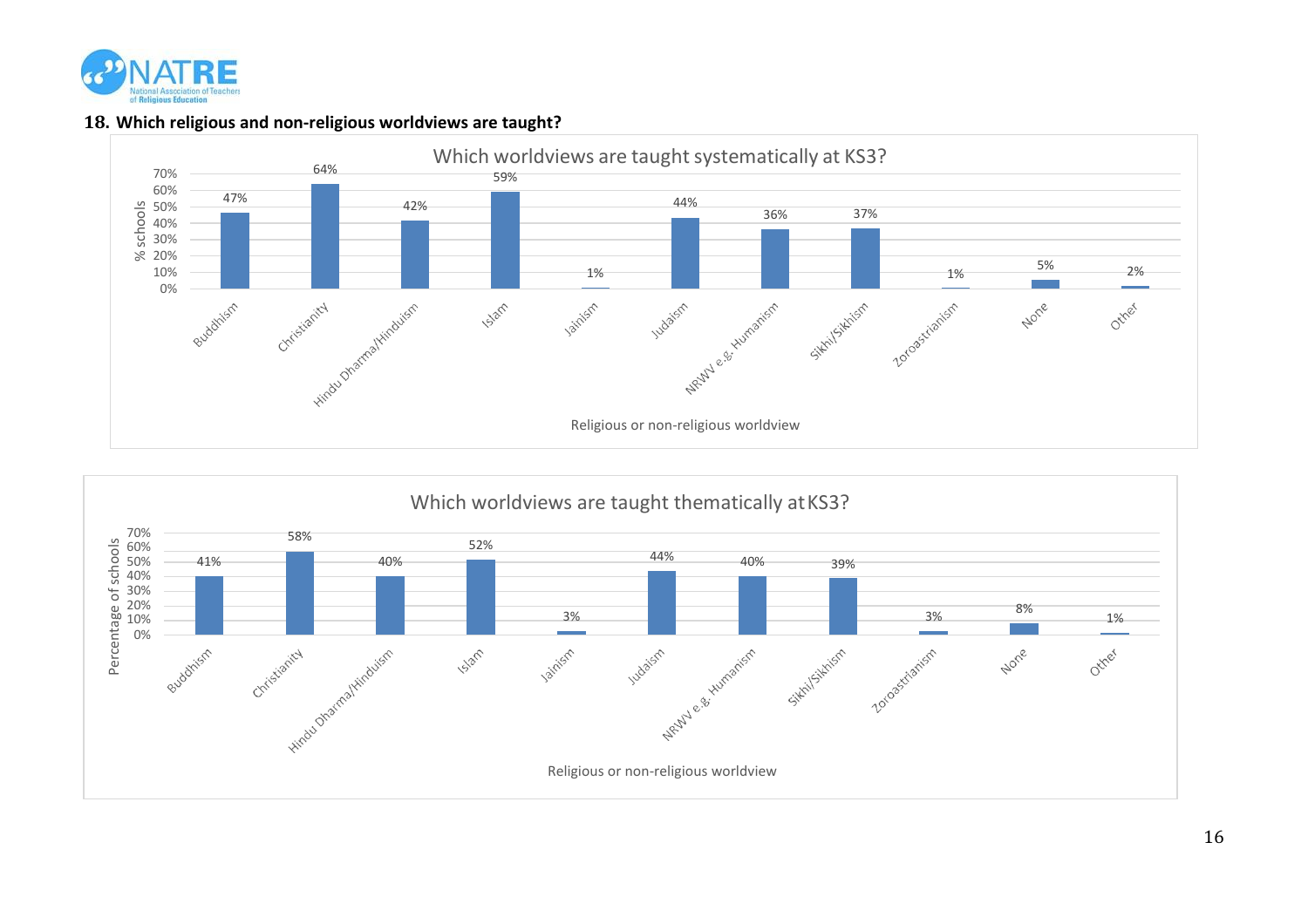## 18. Which religious and non-religious worldviews are taught?

**Which worldviews are taught systematically at KS3?**

| Religious or non-religious worldview | % schools |
| --- | --- |
| Buddhism | 47% |
| Christianity | 64% |
| Hindu Dharma/Hinduism | 42% |
| Islam | 59% |
| Jainism | 1% |
| Judaism | 44% |
| NRWV e.g. Humanism | 36% |
| Sikhi/Sikhism | 37% |
| Zoroastrianism | 1% |
| None | 5% |
| Other | 2% |

**Which worldviews are taught thematically at KS3?**

| Religious or non-religious worldview | Percentage of schools |
| --- | --- |
| Buddhism | 41% |
| Christianity | 58% |
| Hindu Dharma/Hinduism | 40% |
| Islam | 52% |
| Jainism | 3% |
| Judaism | 44% |
| NRWV e.g. Humanism | 40% |
| Sikhi/Sikhism | 39% |
| Zoroastrianism | 3% |
| None | 8% |
| Other | 1% |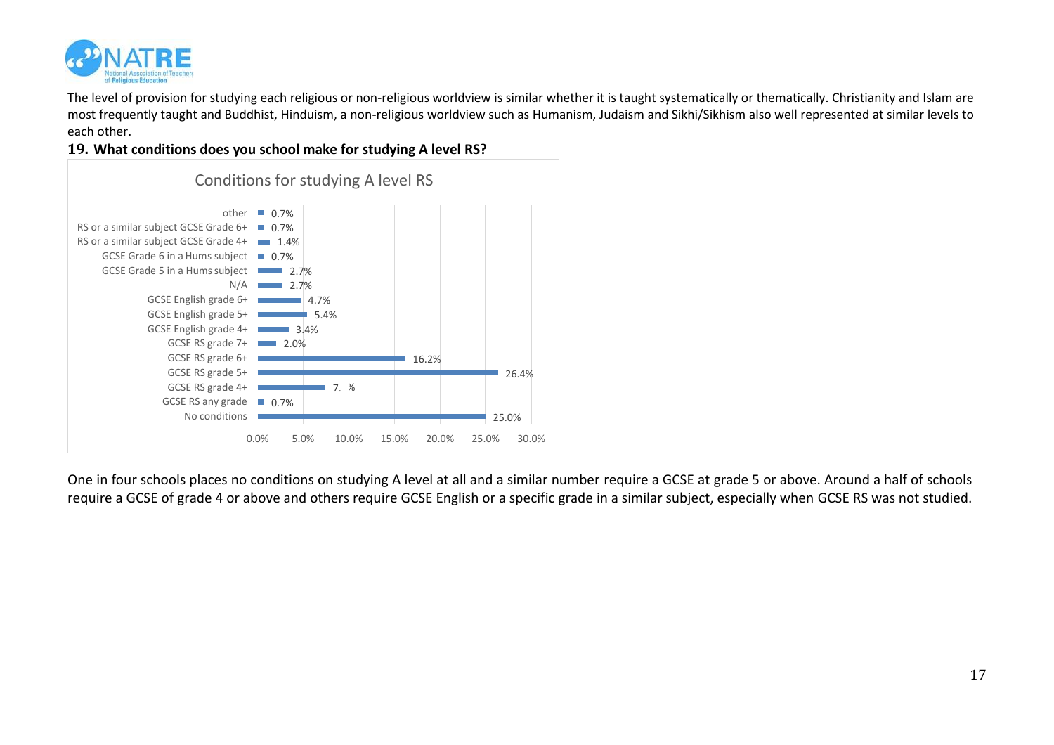The level of provision for studying each religious or non-religious worldview is similar whether it is taught systematically or thematically. Christianity and Islam are most frequently taught and Buddhist, Hinduism, a non-religious worldview such as Humanism, Judaism and Sikhi/Sikhism also well represented at similar levels to each other.

## 19. What conditions does you school make for studying A level RS?

**Conditions for studying A level RS**

| Condition | Percentage |
|---|---|
| other | 0.7% |
| RS or a similar subject GCSE Grade 6+ | 0.7% |
| RS or a similar subject GCSE Grade 4+ | 1.4% |
| GCSE Grade 6 in a Hums subject | 0.7% |
| GCSE Grade 5 in a Hums subject | 2.7% |
| N/A | 2.7% |
| GCSE English grade 6+ | 4.7% |
| GCSE English grade 5+ | 5.4% |
| GCSE English grade 4+ | 3.4% |
| GCSE RS grade 7+ | 2.0% |
| GCSE RS grade 6+ | 16.2% |
| GCSE RS grade 5+ | 26.4% |
| GCSE RS grade 4+ | 7. % |
| GCSE RS any grade | 0.7% |
| No conditions | 25.0% |

One in four schools places no conditions on studying A level at all and a similar number require a GCSE at grade 5 or above. Around a half of schools require a GCSE of grade 4 or above and others require GCSE English or a specific grade in a similar subject, especially when GCSE RS was not studied.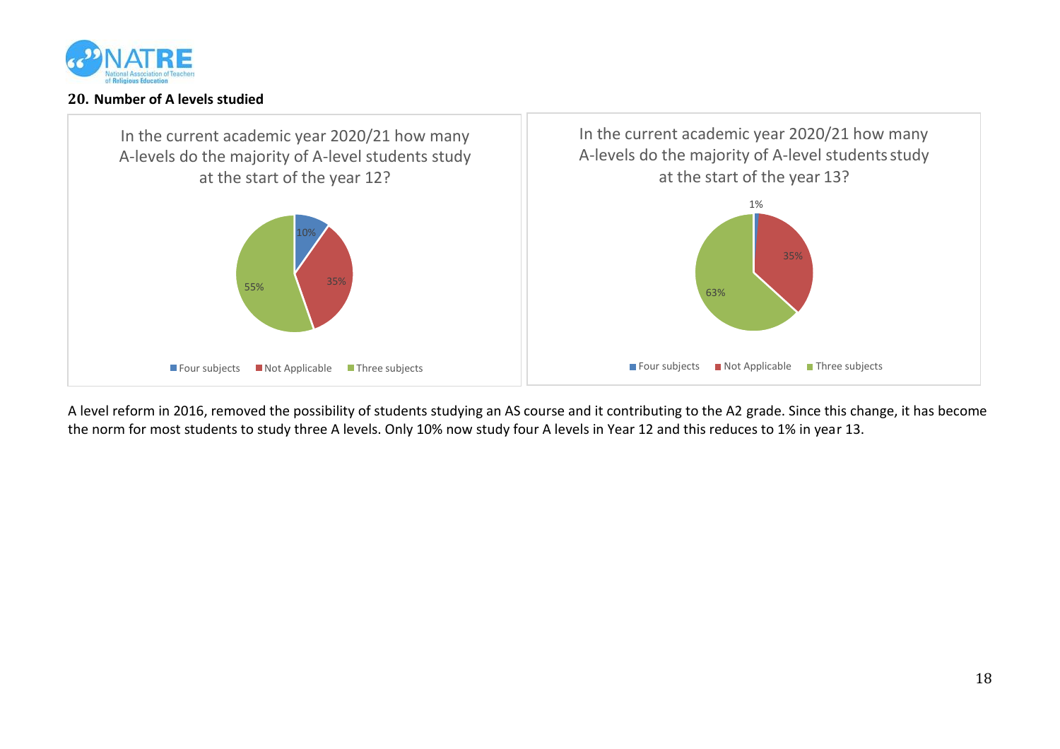## 20. Number of A levels studied

**In the current academic year 2020/21 how many A-levels do the majority of A-level students study at the start of the year 12?**

| Response | Percentage |
| --- | --- |
| Four subjects | 10% |
| Not Applicable | 35% |
| Three subjects | 55% |

**In the current academic year 2020/21 how many A-levels do the majority of A-level students study at the start of the year 13?**

| Response | Percentage |
| --- | --- |
| Four subjects | 1% |
| Not Applicable | 35% |
| Three subjects | 63% |

A level reform in 2016, removed the possibility of students studying an AS course and it contributing to the A2 grade. Since this change, it has become the norm for most students to study three A levels. Only 10% now study four A levels in Year 12 and this reduces to 1% in year 13.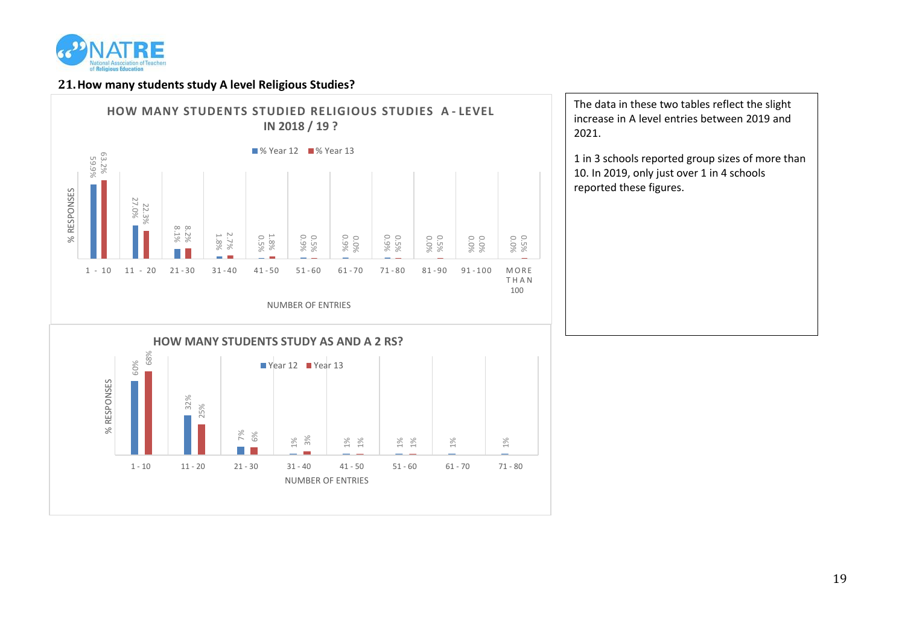## 21. How many students study A level Religious Studies?

**HOW MANY STUDENTS STUDIED RELIGIOUS STUDIES A-LEVEL IN 2018 / 19 ?**

| NUMBER OF ENTRIES | % Year 12 | % Year 13 |
|---|---|---|
| 1 - 10 | 59.9% | 63.2% |
| 11 - 20 | 27.0% | 22.3% |
| 21-30 | 8.1% | 8.2% |
| 31-40 | 1.8% | 2.7% |
| 41-50 | 0.5% | 1.8% |
| 51-60 | 0.9% | 0.5% |
| 61-70 | 0.9% | 0.0% |
| 71-80 | 0.9% | 0.5% |
| 81-90 | 0.0% | 0.5% |
| 91-100 | 0.0% | 0.0% |
| MORE THAN 100 | 0.0% | 0.5% |

**HOW MANY STUDENTS STUDY AS AND A 2 RS?**

| NUMBER OF ENTRIES | Year 12 | Year 13 |
|---|---|---|
| 1 - 10 | 60% | 68% |
| 11 - 20 | 32% | 25% |
| 21 - 30 | 7% | 6% |
| 31 - 40 | 1% | 3% |
| 41 - 50 | 1% | 1% |
| 51 - 60 | 1% | 1% |
| 61 - 70 | 1% | |
| 71 - 80 | 1% | |

The data in these two tables reflect the slight increase in A level entries between 2019 and 2021.

1 in 3 schools reported group sizes of more than 10. In 2019, only just over 1 in 4 schools reported these figures.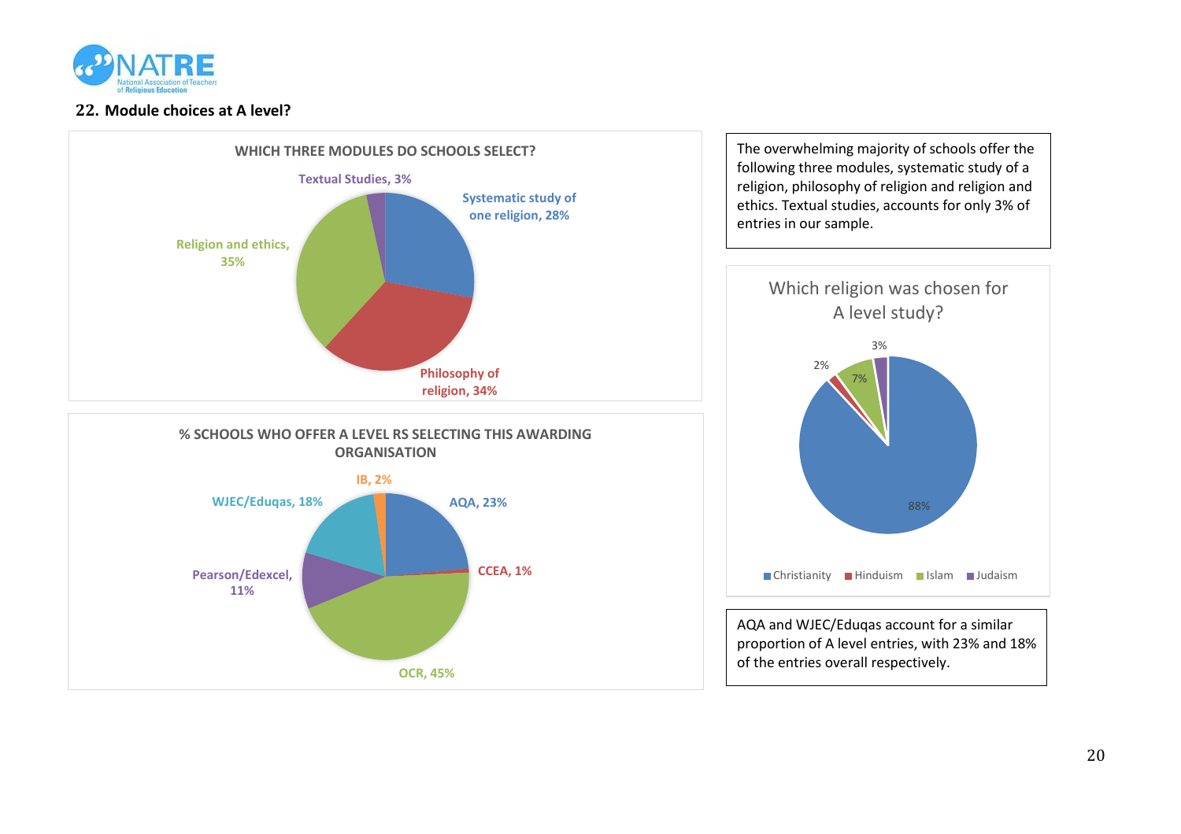## 22. Module choices at A level?

**WHICH THREE MODULES DO SCHOOLS SELECT?**

| Module | % |
|---|---|
| Systematic study of one religion | 28% |
| Philosophy of religion | 34% |
| Religion and ethics | 35% |
| Textual Studies | 3% |

The overwhelming majority of schools offer the following three modules, systematic study of a religion, philosophy of religion and religion and ethics. Textual studies, accounts for only 3% of entries in our sample.

**Which religion was chosen for A level study?**

| Religion | % |
|---|---|
| Christianity | 88% |
| Hinduism | 2% |
| Islam | 7% |
| Judaism | 3% |

**% SCHOOLS WHO OFFER A LEVEL RS SELECTING THIS AWARDING ORGANISATION**

| Awarding organisation | % |
|---|---|
| AQA | 23% |
| CCEA | 1% |
| OCR | 45% |
| Pearson/Edexcel | 11% |
| WJEC/Eduqas | 18% |
| IB | 2% |

AQA and WJEC/Eduqas account for a similar proportion of A level entries, with 23% and 18% of the entries overall respectively.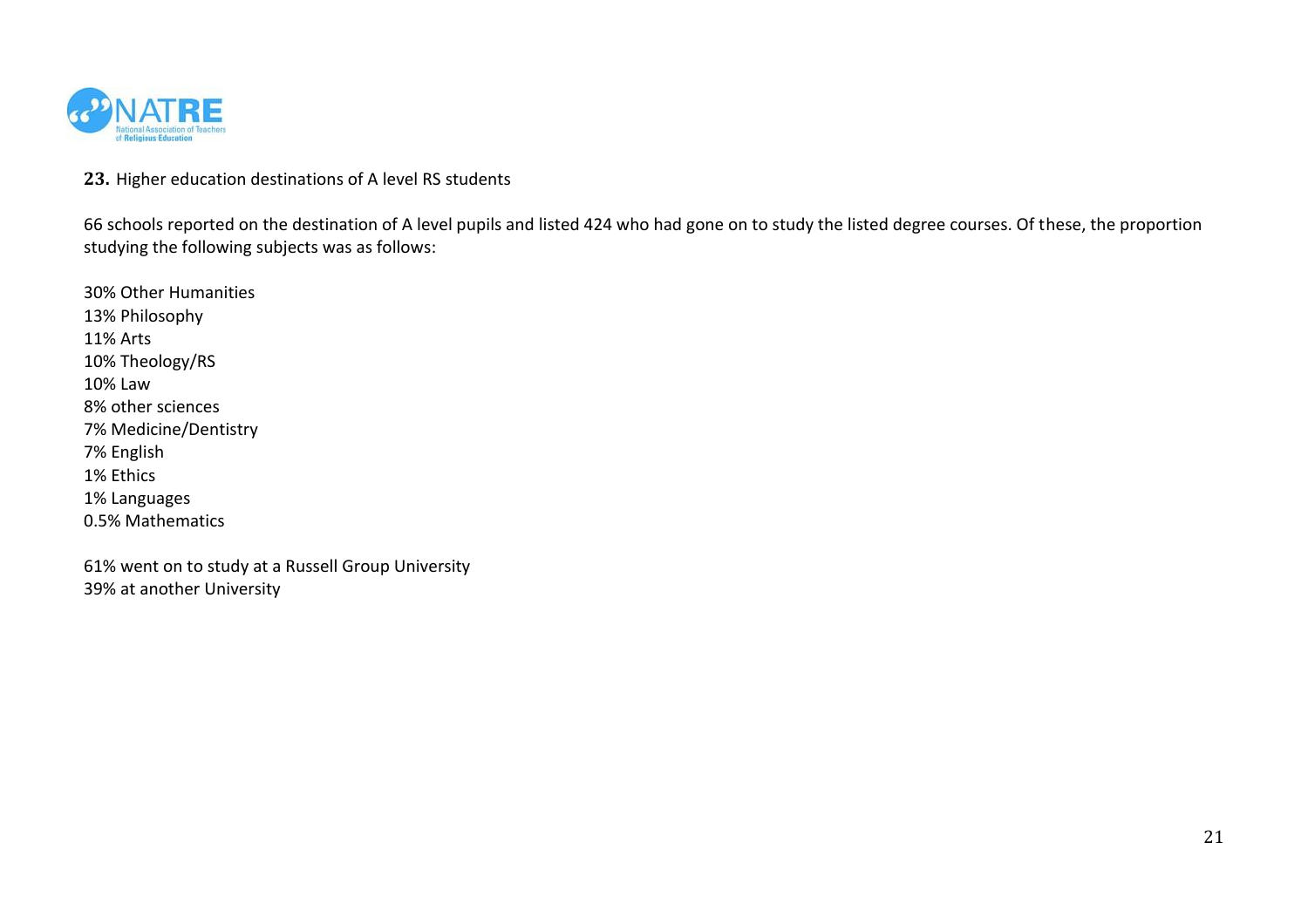**23.** Higher education destinations of A level RS students

66 schools reported on the destination of A level pupils and listed 424 who had gone on to study the listed degree courses. Of these, the proportion studying the following subjects was as follows:

30% Other Humanities
13% Philosophy
11% Arts
10% Theology/RS
10% Law
8% other sciences
7% Medicine/Dentistry
7% English
1% Ethics
1% Languages
0.5% Mathematics

61% went on to study at a Russell Group University
39% at another University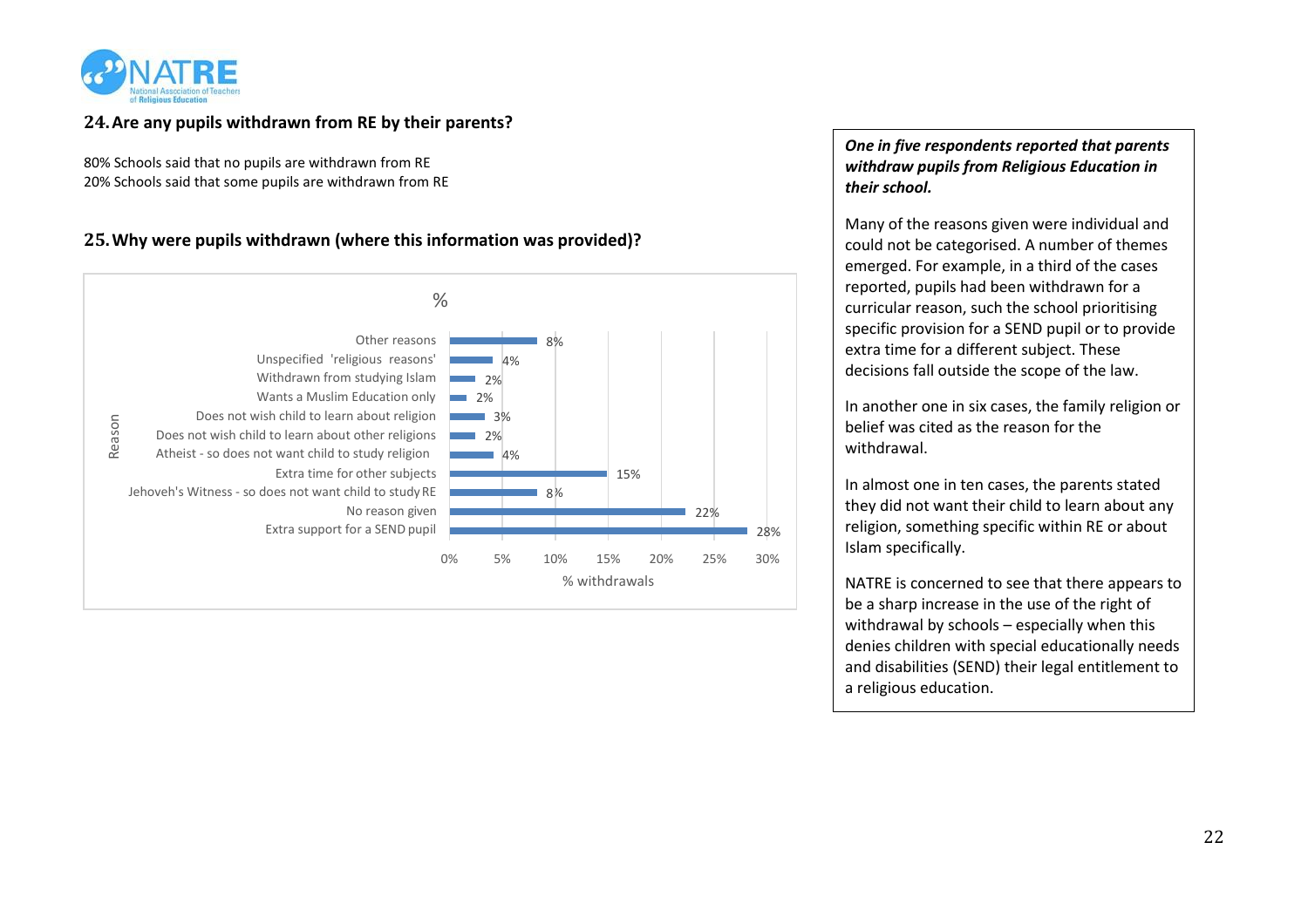## 24. Are any pupils withdrawn from RE by their parents?

80% Schools said that no pupils are withdrawn from RE
20% Schools said that some pupils are withdrawn from RE

## 25. Why were pupils withdrawn (where this information was provided)?

%

| Reason | % withdrawals |
|---|---|
| Other reasons | 8% |
| Unspecified 'religious reasons' | 4% |
| Withdrawn from studying Islam | 2% |
| Wants a Muslim Education only | 2% |
| Does not wish child to learn about religion | 3% |
| Does not wish child to learn about other religions | 2% |
| Atheist - so does not want child to study religion | 4% |
| Extra time for other subjects | 15% |
| Jehoveh's Witness - so does not want child to study RE | 8% |
| No reason given | 22% |
| Extra support for a SEND pupil | 28% |

***One in five respondents reported that parents withdraw pupils from Religious Education in their school.***

Many of the reasons given were individual and could not be categorised. A number of themes emerged. For example, in a third of the cases reported, pupils had been withdrawn for a curricular reason, such the school prioritising specific provision for a SEND pupil or to provide extra time for a different subject. These decisions fall outside the scope of the law.

In another one in six cases, the family religion or belief was cited as the reason for the withdrawal.

In almost one in ten cases, the parents stated they did not want their child to learn about any religion, something specific within RE or about Islam specifically.

NATRE is concerned to see that there appears to be a sharp increase in the use of the right of withdrawal by schools – especially when this denies children with special educationally needs and disabilities (SEND) their legal entitlement to a religious education.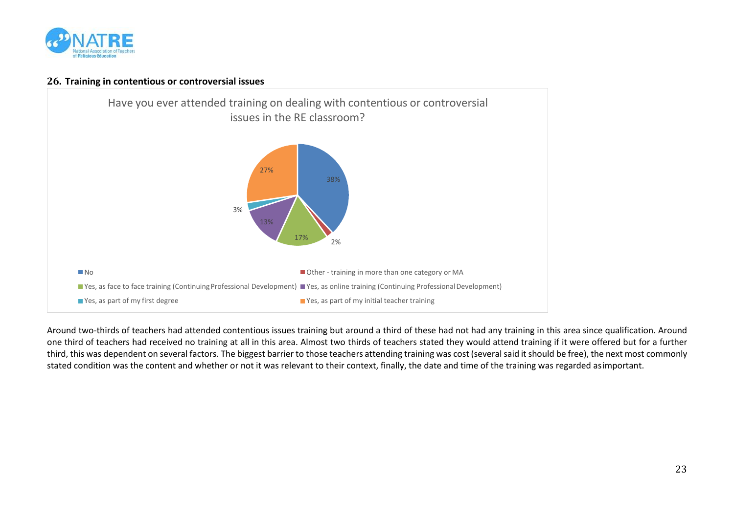## 26. Training in contentious or controversial issues

Have you ever attended training on dealing with contentious or controversial issues in the RE classroom?

| Response | Percentage |
| --- | --- |
| No | 38% |
| Other - training in more than one category or MA | 2% |
| Yes, as face to face training (Continuing Professional Development) | 17% |
| Yes, as online training (Continuing Professional Development) | 13% |
| Yes, as part of my first degree | 3% |
| Yes, as part of my initial teacher training | 27% |

Around two-thirds of teachers had attended contentious issues training but around a third of these had not had any training in this area since qualification. Around one third of teachers had received no training at all in this area. Almost two thirds of teachers stated they would attend training if it were offered but for a further third, this was dependent on several factors. The biggest barrier to those teachers attending training was cost (several said it should be free), the next most commonly stated condition was the content and whether or not it was relevant to their context, finally, the date and time of the training was regarded as important.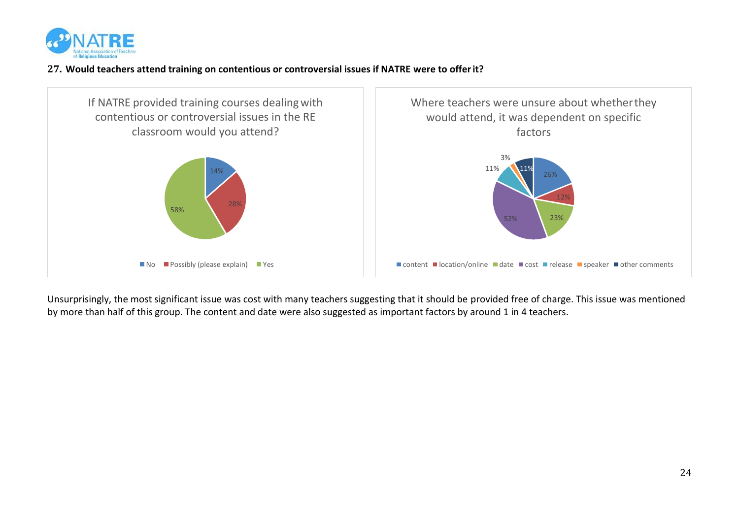**27. Would teachers attend training on contentious or controversial issues if NATRE were to offer it?**

If NATRE provided training courses dealing with contentious or controversial issues in the RE classroom would you attend?

| Response | % |
|---|---|
| No | 14% |
| Possibly (please explain) | 28% |
| Yes | 58% |

Where teachers were unsure about whether they would attend, it was dependent on specific factors

| Factor | % |
|---|---|
| content | 26% |
| location/online | 12% |
| date | 23% |
| cost | 52% |
| release | 11% |
| speaker | 3% |
| other comments | 11% |

Unsurprisingly, the most significant issue was cost with many teachers suggesting that it should be provided free of charge. This issue was mentioned by more than half of this group. The content and date were also suggested as important factors by around 1 in 4 teachers.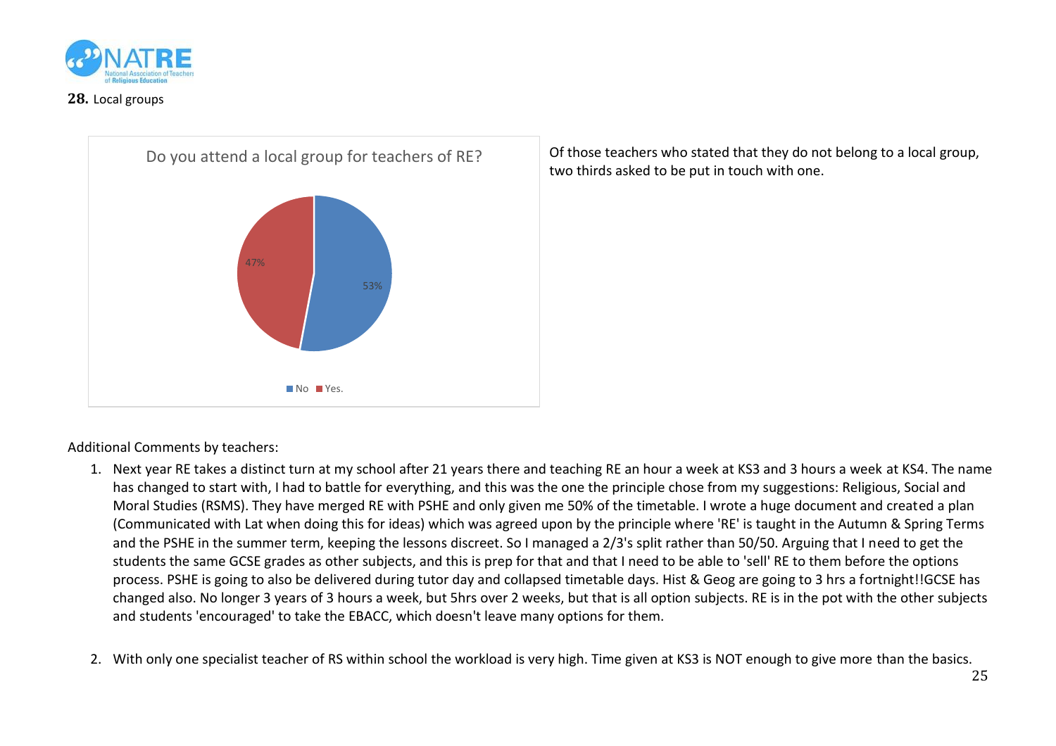**28.** Local groups

Do you attend a local group for teachers of RE?

| Response | Percentage |
|---|---|
| No | 53% |
| Yes. | 47% |

Of those teachers who stated that they do not belong to a local group, two thirds asked to be put in touch with one.

Additional Comments by teachers:

1. Next year RE takes a distinct turn at my school after 21 years there and teaching RE an hour a week at KS3 and 3 hours a week at KS4. The name has changed to start with, I had to battle for everything, and this was the one the principle chose from my suggestions: Religious, Social and Moral Studies (RSMS). They have merged RE with PSHE and only given me 50% of the timetable. I wrote a huge document and created a plan (Communicated with Lat when doing this for ideas) which was agreed upon by the principle where 'RE' is taught in the Autumn & Spring Terms and the PSHE in the summer term, keeping the lessons discreet. So I managed a 2/3's split rather than 50/50. Arguing that I need to get the students the same GCSE grades as other subjects, and this is prep for that and that I need to be able to 'sell' RE to them before the options process. PSHE is going to also be delivered during tutor day and collapsed timetable days. Hist & Geog are going to 3 hrs a fortnight!!GCSE has changed also. No longer 3 years of 3 hours a week, but 5hrs over 2 weeks, but that is all option subjects. RE is in the pot with the other subjects and students 'encouraged' to take the EBACC, which doesn't leave many options for them.

2. With only one specialist teacher of RS within school the workload is very high. Time given at KS3 is NOT enough to give more than the basics.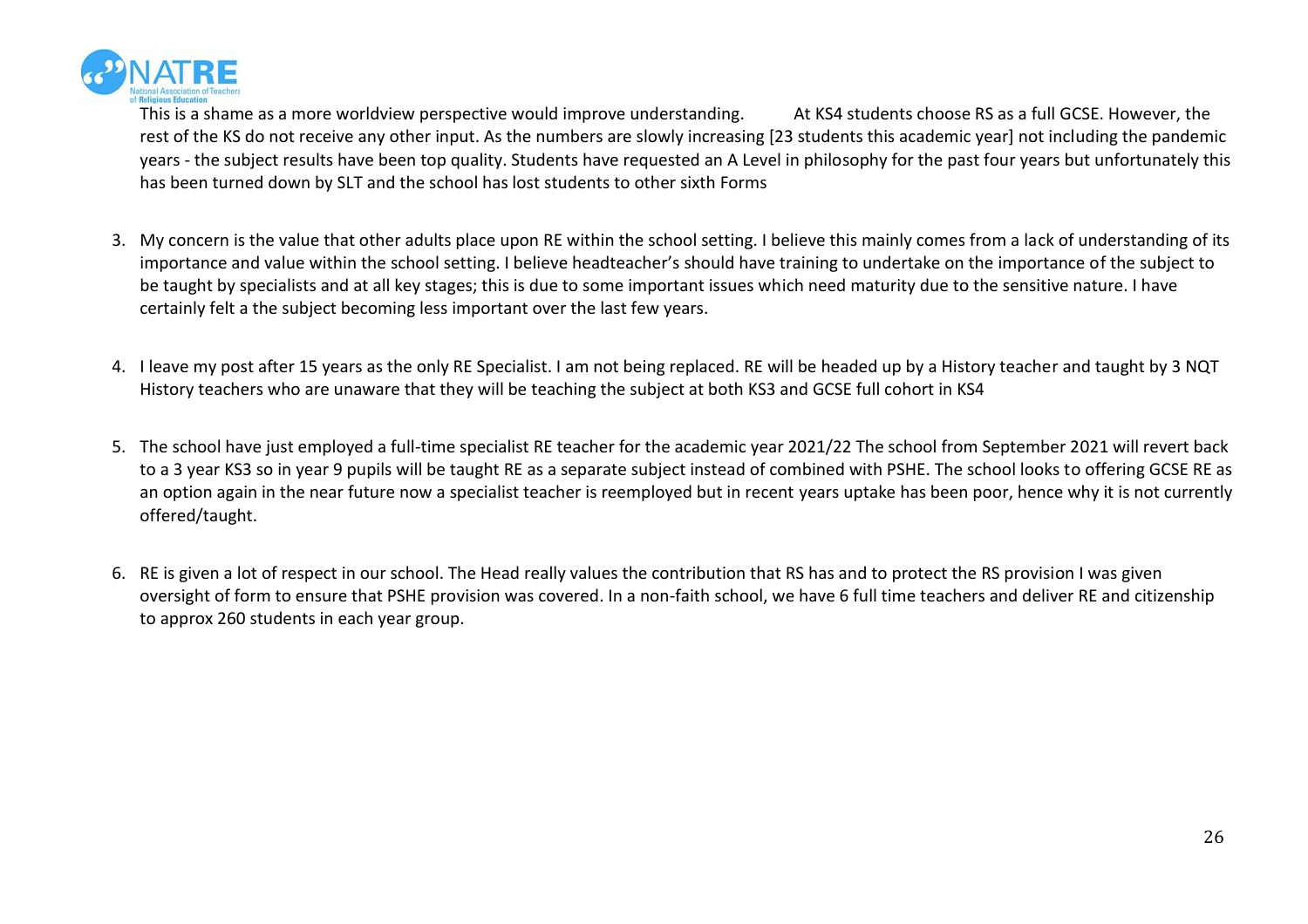This is a shame as a more worldview perspective would improve understanding. At KS4 students choose RS as a full GCSE. However, the rest of the KS do not receive any other input. As the numbers are slowly increasing [23 students this academic year] not including the pandemic years - the subject results have been top quality. Students have requested an A Level in philosophy for the past four years but unfortunately this has been turned down by SLT and the school has lost students to other sixth Forms

3. My concern is the value that other adults place upon RE within the school setting. I believe this mainly comes from a lack of understanding of its importance and value within the school setting. I believe headteacher's should have training to undertake on the importance of the subject to be taught by specialists and at all key stages; this is due to some important issues which need maturity due to the sensitive nature. I have certainly felt a the subject becoming less important over the last few years.

4. I leave my post after 15 years as the only RE Specialist. I am not being replaced. RE will be headed up by a History teacher and taught by 3 NQT History teachers who are unaware that they will be teaching the subject at both KS3 and GCSE full cohort in KS4

5. The school have just employed a full-time specialist RE teacher for the academic year 2021/22 The school from September 2021 will revert back to a 3 year KS3 so in year 9 pupils will be taught RE as a separate subject instead of combined with PSHE. The school looks to offering GCSE RE as an option again in the near future now a specialist teacher is reemployed but in recent years uptake has been poor, hence why it is not currently offered/taught.

6. RE is given a lot of respect in our school. The Head really values the contribution that RS has and to protect the RS provision I was given oversight of form to ensure that PSHE provision was covered. In a non-faith school, we have 6 full time teachers and deliver RE and citizenship to approx 260 students in each year group.